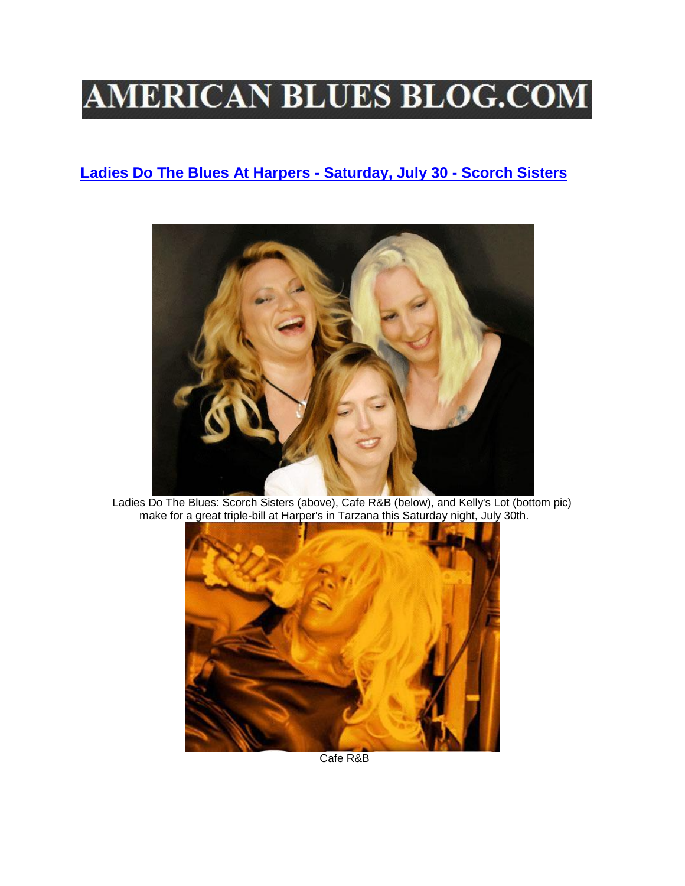# AMERICAN BLUES BLOG.COM

## [Ladies Do The Blues At Harpers - Saturday, July 30 - Scorch Sisters]

Ladies Do The Blues: Scorch Sisters (above), Cafe R&B (below), and Kelly's Lot (bottom pic) make for a great triple-bill at Harper's in Tarzana this Saturday night, July 30th.

Cafe R&B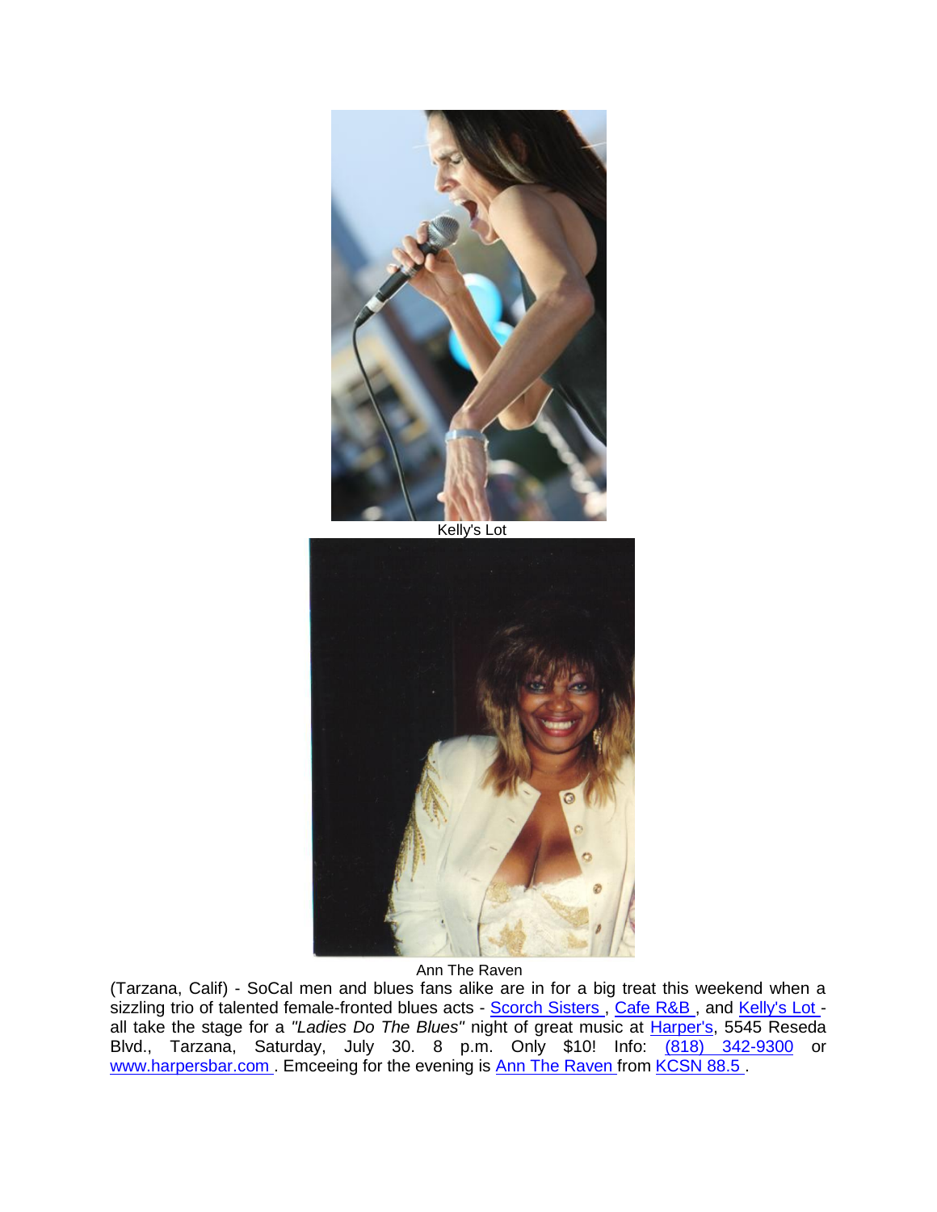Kelly's Lot

Ann The Raven

(Tarzana, Calif) - SoCal men and blues fans alike are in for a big treat this weekend when a sizzling trio of talented female-fronted blues acts - Scorch Sisters , Cafe R&B , and Kelly's Lot - all take the stage for a *"Ladies Do The Blues"* night of great music at Harper's, 5545 Reseda Blvd., Tarzana, Saturday, July 30. 8 p.m. Only $10! Info: (818) 342-9300 or www.harpersbar.com . Emceeing for the evening is Ann The Raven from KCSN 88.5 .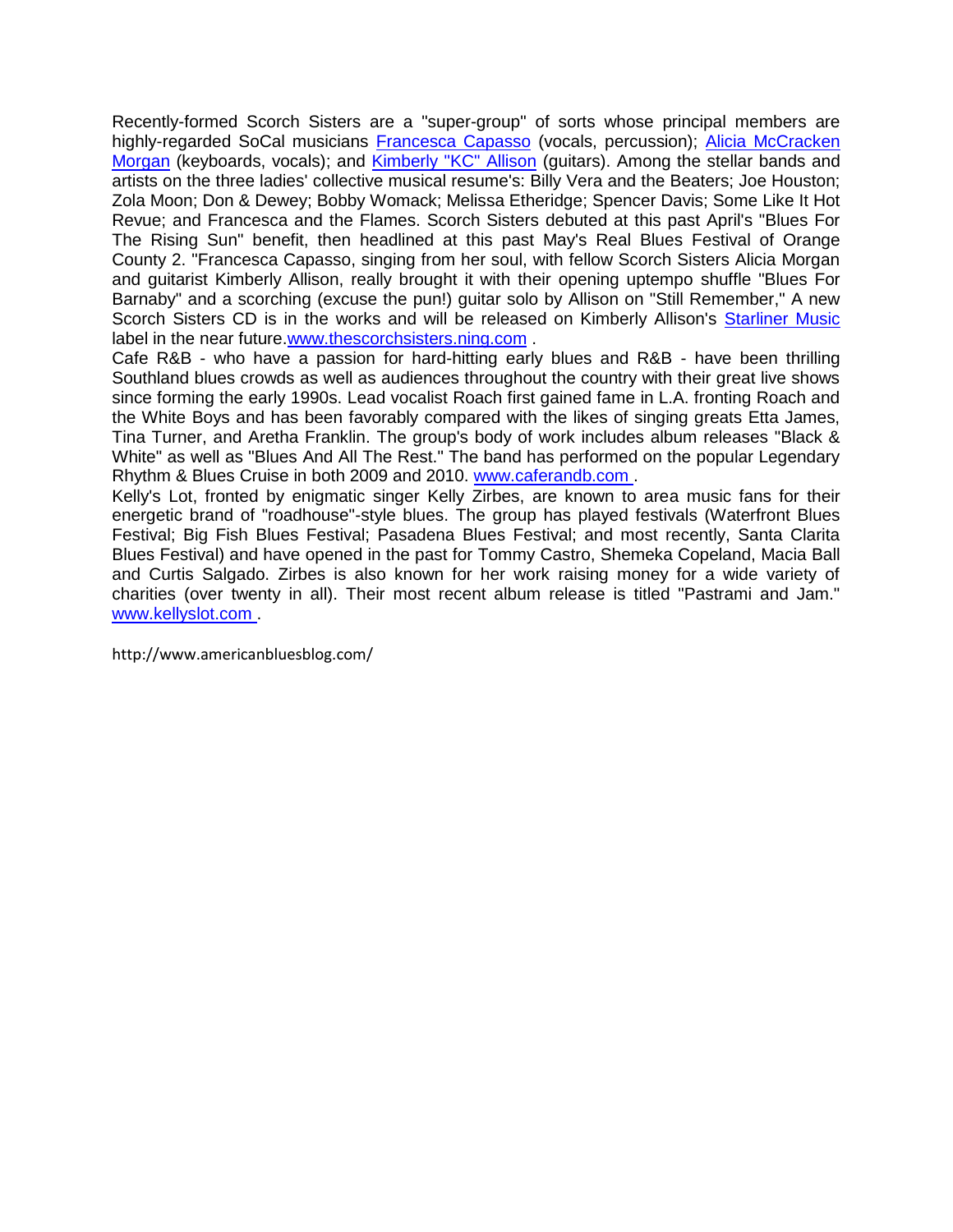Recently-formed Scorch Sisters are a "super-group" of sorts whose principal members are highly-regarded SoCal musicians [Francesca Capasso](#) (vocals, percussion); [Alicia McCracken Morgan](#) (keyboards, vocals); and [Kimberly "KC" Allison](#) (guitars). Among the stellar bands and artists on the three ladies' collective musical resume's: Billy Vera and the Beaters; Joe Houston; Zola Moon; Don & Dewey; Bobby Womack; Melissa Etheridge; Spencer Davis; Some Like It Hot Revue; and Francesca and the Flames. Scorch Sisters debuted at this past April's "Blues For The Rising Sun" benefit, then headlined at this past May's Real Blues Festival of Orange County 2. "Francesca Capasso, singing from her soul, with fellow Scorch Sisters Alicia Morgan and guitarist Kimberly Allison, really brought it with their opening uptempo shuffle "Blues For Barnaby" and a scorching (excuse the pun!) guitar solo by Allison on "Still Remember," A new Scorch Sisters CD is in the works and will be released on Kimberly Allison's [Starliner Music](#) label in the near future.[www.thescorchsisters.ning.com](http://www.thescorchsisters.ning.com) .

Cafe R&B - who have a passion for hard-hitting early blues and R&B - have been thrilling Southland blues crowds as well as audiences throughout the country with their great live shows since forming the early 1990s. Lead vocalist Roach first gained fame in L.A. fronting Roach and the White Boys and has been favorably compared with the likes of singing greats Etta James, Tina Turner, and Aretha Franklin. The group's body of work includes album releases "Black & White" as well as "Blues And All The Rest." The band has performed on the popular Legendary Rhythm & Blues Cruise in both 2009 and 2010. [www.caferandb.com](http://www.caferandb.com) .

Kelly's Lot, fronted by enigmatic singer Kelly Zirbes, are known to area music fans for their energetic brand of "roadhouse"-style blues. The group has played festivals (Waterfront Blues Festival; Big Fish Blues Festival; Pasadena Blues Festival; and most recently, Santa Clarita Blues Festival) and have opened in the past for Tommy Castro, Shemeka Copeland, Macia Ball and Curtis Salgado. Zirbes is also known for her work raising money for a wide variety of charities (over twenty in all). Their most recent album release is titled "Pastrami and Jam." [www.kellyslot.com](http://www.kellyslot.com) .

http://www.americanbluesblog.com/